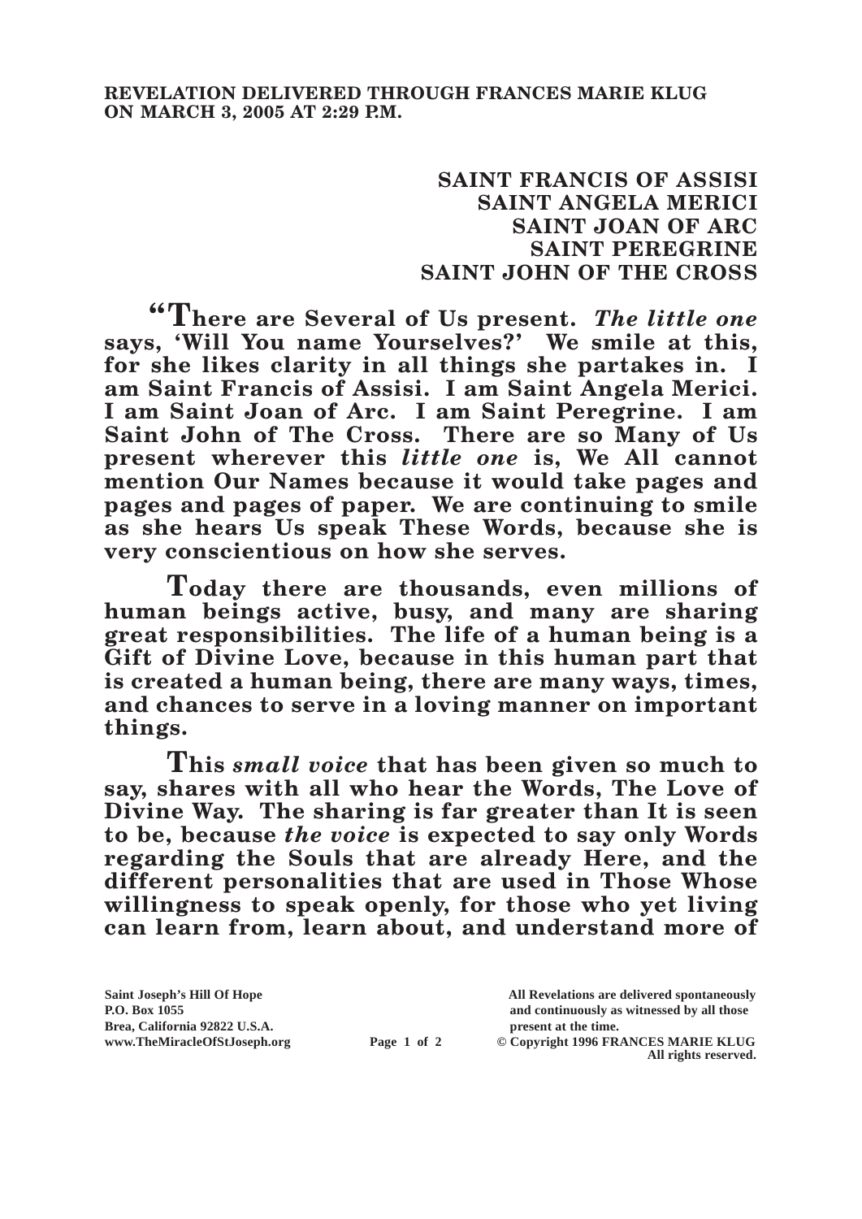**REVELATION DELIVERED THROUGH FRANCES MARIE KLUG ON MARCH 3, 2005 AT 2:29 P.M.**

**SAINT FRANCIS OF ASSISI**
**SAINT ANGELA MERICI**
**SAINT JOAN OF ARC**
**SAINT PEREGRINE**
**SAINT JOHN OF THE CROSS**

**"There are Several of Us present. *The little one* says, 'Will You name Yourselves?' We smile at this, for she likes clarity in all things she partakes in. I am Saint Francis of Assisi. I am Saint Angela Merici. I am Saint Joan of Arc. I am Saint Peregrine. I am Saint John of The Cross. There are so Many of Us present wherever this *little one* is, We All cannot mention Our Names because it would take pages and pages and pages of paper. We are continuing to smile as she hears Us speak These Words, because she is very conscientious on how she serves.**

**Today there are thousands, even millions of human beings active, busy, and many are sharing great responsibilities. The life of a human being is a Gift of Divine Love, because in this human part that is created a human being, there are many ways, times, and chances to serve in a loving manner on important things.**

**This *small voice* that has been given so much to say, shares with all who hear the Words, The Love of Divine Way. The sharing is far greater than It is seen to be, because *the voice* is expected to say only Words regarding the Souls that are already Here, and the different personalities that are used in Those Whose willingness to speak openly, for those who yet living can learn from, learn about, and understand more of**

Saint Joseph's Hill Of Hope
P.O. Box 1055
Brea, California 92822 U.S.A.
www.TheMiracleOfStJoseph.org

All Revelations are delivered spontaneously and continuously as witnessed by all those present at the time.
© Copyright 1996 FRANCES MARIE KLUG
All rights reserved.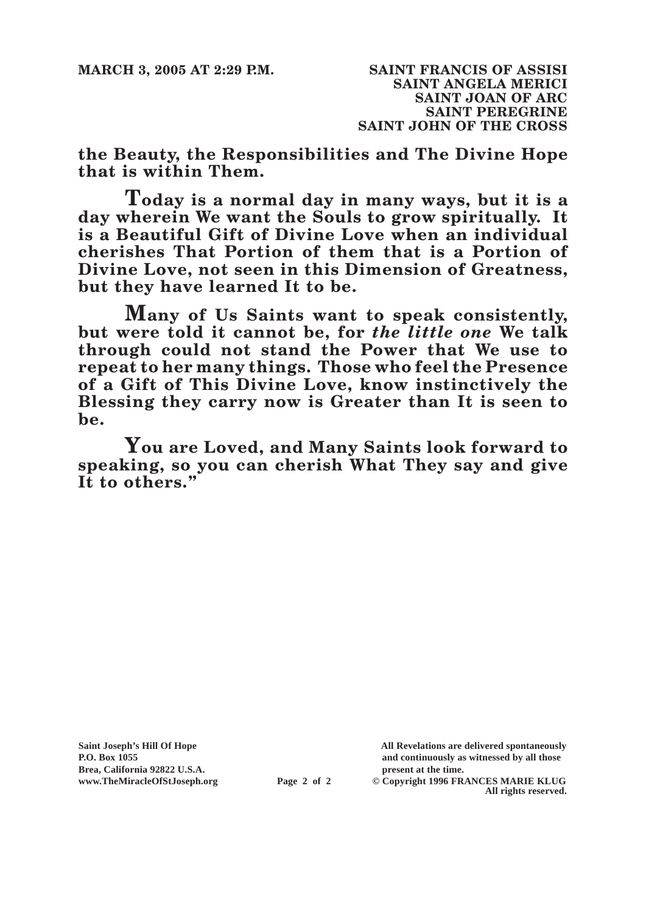**the Beauty, the Responsibilities and The Divine Hope that is within Them.**

**Today is a normal day in many ways, but it is a day wherein We want the Souls to grow spiritually. It is a Beautiful Gift of Divine Love when an individual cherishes That Portion of them that is a Portion of Divine Love, not seen in this Dimension of Greatness, but they have learned It to be.**

**Many of Us Saints want to speak consistently, but were told it cannot be, for *the little one* We talk through could not stand the Power that We use to repeat to her many things. Those who feel the Presence of a Gift of This Divine Love, know instinctively the Blessing they carry now is Greater than It is seen to be.**

**You are Loved, and Many Saints look forward to speaking, so you can cherish What They say and give It to others."**

**Saint Joseph's Hill Of Hope**
**P.O. Box 1055**
**Brea, California 92822 U.S.A.**
**www.TheMiracleOfStJoseph.org**

**All Revelations are delivered spontaneously and continuously as witnessed by all those present at the time.**
**© Copyright 1996 FRANCES MARIE KLUG**
**All rights reserved.**